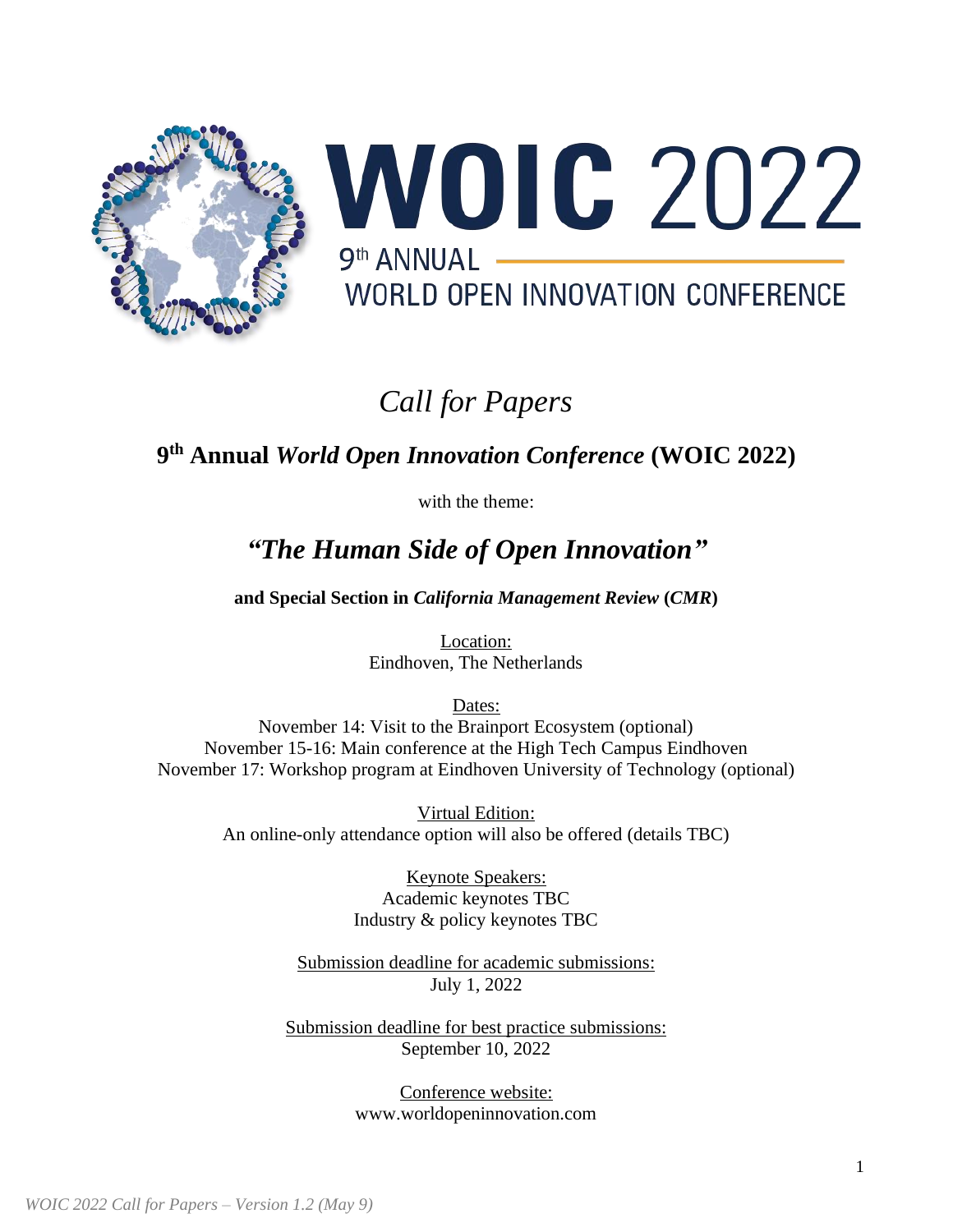# WOIC 2022

9th ANNUAL

WORLD OPEN INNOVATION CONFERENCE

*Call for Papers*

## 9th Annual *World Open Innovation Conference* (WOIC 2022)

with the theme:

## *"The Human Side of Open Innovation"*

**and Special Section in *California Management Review* (*CMR*)**

Location:
Eindhoven, The Netherlands

Dates:
November 14: Visit to the Brainport Ecosystem (optional)
November 15-16: Main conference at the High Tech Campus Eindhoven
November 17: Workshop program at Eindhoven University of Technology (optional)

Virtual Edition:
An online-only attendance option will also be offered (details TBC)

Keynote Speakers:
Academic keynotes TBC
Industry & policy keynotes TBC

Submission deadline for academic submissions:
July 1, 2022

Submission deadline for best practice submissions:
September 10, 2022

Conference website:
www.worldopeninnovation.com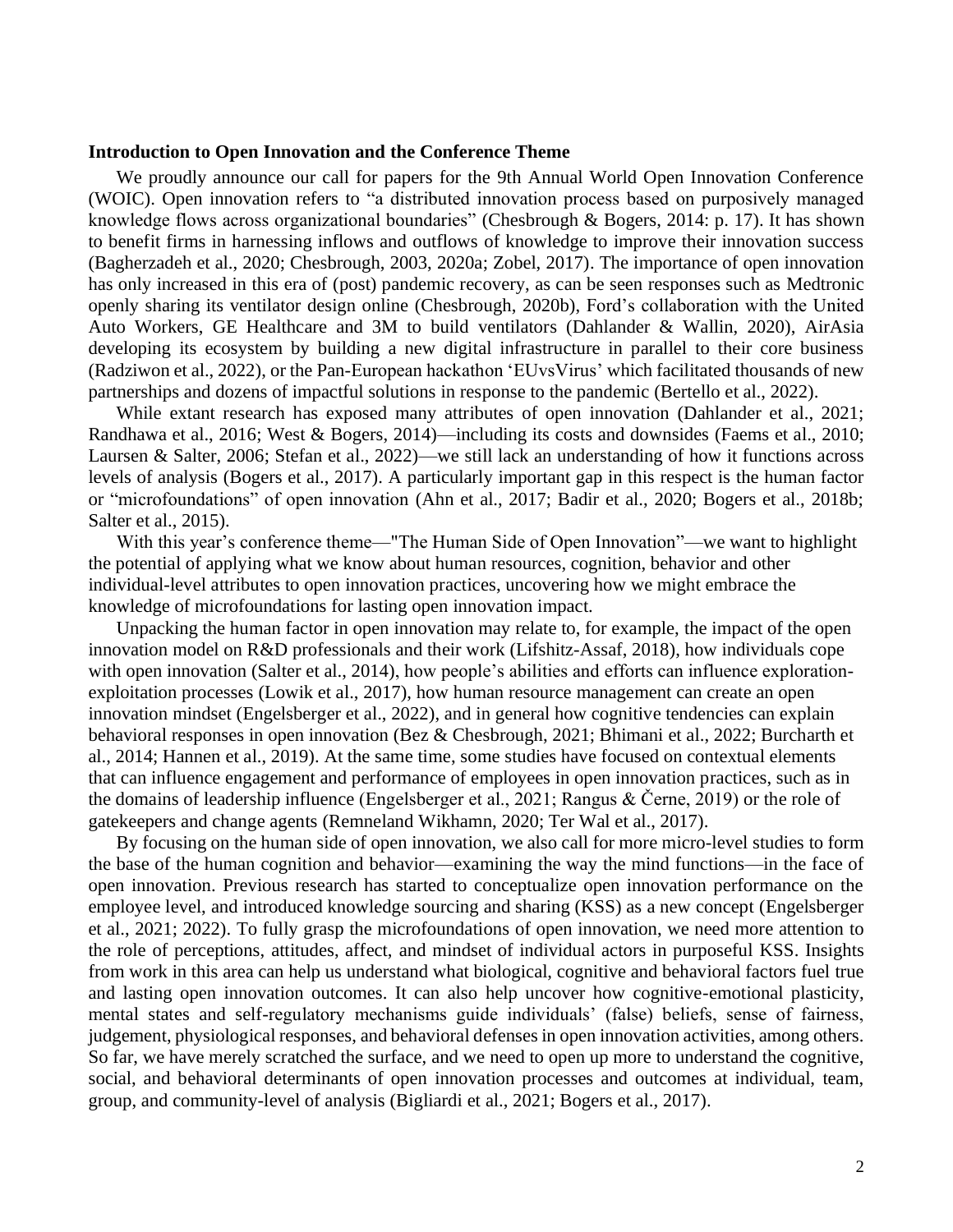## Introduction to Open Innovation and the Conference Theme

We proudly announce our call for papers for the 9th Annual World Open Innovation Conference (WOIC). Open innovation refers to "a distributed innovation process based on purposively managed knowledge flows across organizational boundaries" (Chesbrough & Bogers, 2014: p. 17). It has shown to benefit firms in harnessing inflows and outflows of knowledge to improve their innovation success (Bagherzadeh et al., 2020; Chesbrough, 2003, 2020a; Zobel, 2017). The importance of open innovation has only increased in this era of (post) pandemic recovery, as can be seen responses such as Medtronic openly sharing its ventilator design online (Chesbrough, 2020b), Ford's collaboration with the United Auto Workers, GE Healthcare and 3M to build ventilators (Dahlander & Wallin, 2020), AirAsia developing its ecosystem by building a new digital infrastructure in parallel to their core business (Radziwon et al., 2022), or the Pan-European hackathon 'EUvsVirus' which facilitated thousands of new partnerships and dozens of impactful solutions in response to the pandemic (Bertello et al., 2022).

While extant research has exposed many attributes of open innovation (Dahlander et al., 2021; Randhawa et al., 2016; West & Bogers, 2014)—including its costs and downsides (Faems et al., 2010; Laursen & Salter, 2006; Stefan et al., 2022)—we still lack an understanding of how it functions across levels of analysis (Bogers et al., 2017). A particularly important gap in this respect is the human factor or "microfoundations" of open innovation (Ahn et al., 2017; Badir et al., 2020; Bogers et al., 2018b; Salter et al., 2015).

With this year's conference theme—"The Human Side of Open Innovation"—we want to highlight the potential of applying what we know about human resources, cognition, behavior and other individual-level attributes to open innovation practices, uncovering how we might embrace the knowledge of microfoundations for lasting open innovation impact.

Unpacking the human factor in open innovation may relate to, for example, the impact of the open innovation model on R&D professionals and their work (Lifshitz-Assaf, 2018), how individuals cope with open innovation (Salter et al., 2014), how people's abilities and efforts can influence exploration-exploitation processes (Lowik et al., 2017), how human resource management can create an open innovation mindset (Engelsberger et al., 2022), and in general how cognitive tendencies can explain behavioral responses in open innovation (Bez & Chesbrough, 2021; Bhimani et al., 2022; Burcharth et al., 2014; Hannen et al., 2019). At the same time, some studies have focused on contextual elements that can influence engagement and performance of employees in open innovation practices, such as in the domains of leadership influence (Engelsberger et al., 2021; Rangus & Černe, 2019) or the role of gatekeepers and change agents (Remneland Wikhamn, 2020; Ter Wal et al., 2017).

By focusing on the human side of open innovation, we also call for more micro-level studies to form the base of the human cognition and behavior—examining the way the mind functions—in the face of open innovation. Previous research has started to conceptualize open innovation performance on the employee level, and introduced knowledge sourcing and sharing (KSS) as a new concept (Engelsberger et al., 2021; 2022). To fully grasp the microfoundations of open innovation, we need more attention to the role of perceptions, attitudes, affect, and mindset of individual actors in purposeful KSS. Insights from work in this area can help us understand what biological, cognitive and behavioral factors fuel true and lasting open innovation outcomes. It can also help uncover how cognitive-emotional plasticity, mental states and self-regulatory mechanisms guide individuals' (false) beliefs, sense of fairness, judgement, physiological responses, and behavioral defenses in open innovation activities, among others. So far, we have merely scratched the surface, and we need to open up more to understand the cognitive, social, and behavioral determinants of open innovation processes and outcomes at individual, team, group, and community-level of analysis (Bigliardi et al., 2021; Bogers et al., 2017).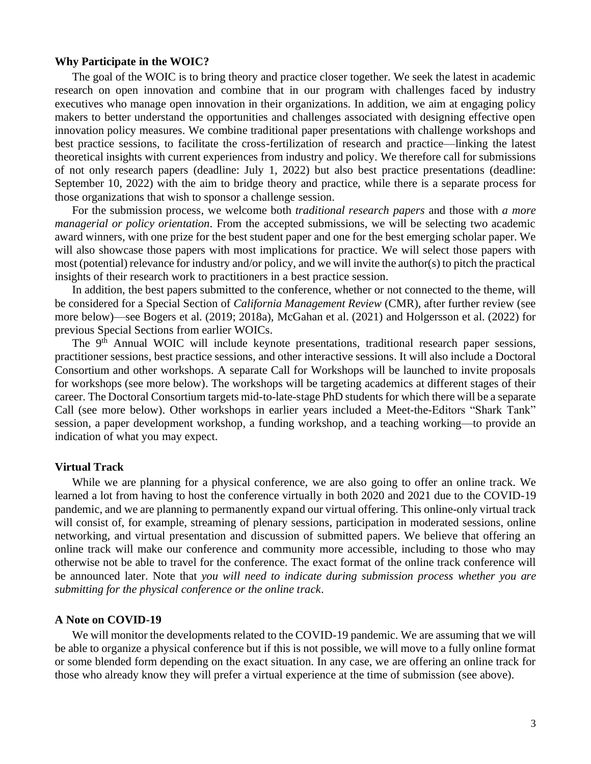**Why Participate in the WOIC?**

The goal of the WOIC is to bring theory and practice closer together. We seek the latest in academic research on open innovation and combine that in our program with challenges faced by industry executives who manage open innovation in their organizations. In addition, we aim at engaging policy makers to better understand the opportunities and challenges associated with designing effective open innovation policy measures. We combine traditional paper presentations with challenge workshops and best practice sessions, to facilitate the cross-fertilization of research and practice—linking the latest theoretical insights with current experiences from industry and policy. We therefore call for submissions of not only research papers (deadline: July 1, 2022) but also best practice presentations (deadline: September 10, 2022) with the aim to bridge theory and practice, while there is a separate process for those organizations that wish to sponsor a challenge session.

For the submission process, we welcome both *traditional research papers* and those with *a more managerial or policy orientation*. From the accepted submissions, we will be selecting two academic award winners, with one prize for the best student paper and one for the best emerging scholar paper. We will also showcase those papers with most implications for practice. We will select those papers with most (potential) relevance for industry and/or policy, and we will invite the author(s) to pitch the practical insights of their research work to practitioners in a best practice session.

In addition, the best papers submitted to the conference, whether or not connected to the theme, will be considered for a Special Section of *California Management Review* (CMR), after further review (see more below)—see Bogers et al. (2019; 2018a), McGahan et al. (2021) and Holgersson et al. (2022) for previous Special Sections from earlier WOICs.

The 9th Annual WOIC will include keynote presentations, traditional research paper sessions, practitioner sessions, best practice sessions, and other interactive sessions. It will also include a Doctoral Consortium and other workshops. A separate Call for Workshops will be launched to invite proposals for workshops (see more below). The workshops will be targeting academics at different stages of their career. The Doctoral Consortium targets mid-to-late-stage PhD students for which there will be a separate Call (see more below). Other workshops in earlier years included a Meet-the-Editors "Shark Tank" session, a paper development workshop, a funding workshop, and a teaching working—to provide an indication of what you may expect.

**Virtual Track**

While we are planning for a physical conference, we are also going to offer an online track. We learned a lot from having to host the conference virtually in both 2020 and 2021 due to the COVID-19 pandemic, and we are planning to permanently expand our virtual offering. This online-only virtual track will consist of, for example, streaming of plenary sessions, participation in moderated sessions, online networking, and virtual presentation and discussion of submitted papers. We believe that offering an online track will make our conference and community more accessible, including to those who may otherwise not be able to travel for the conference. The exact format of the online track conference will be announced later. Note that *you will need to indicate during submission process whether you are submitting for the physical conference or the online track*.

**A Note on COVID-19**

We will monitor the developments related to the COVID-19 pandemic. We are assuming that we will be able to organize a physical conference but if this is not possible, we will move to a fully online format or some blended form depending on the exact situation. In any case, we are offering an online track for those who already know they will prefer a virtual experience at the time of submission (see above).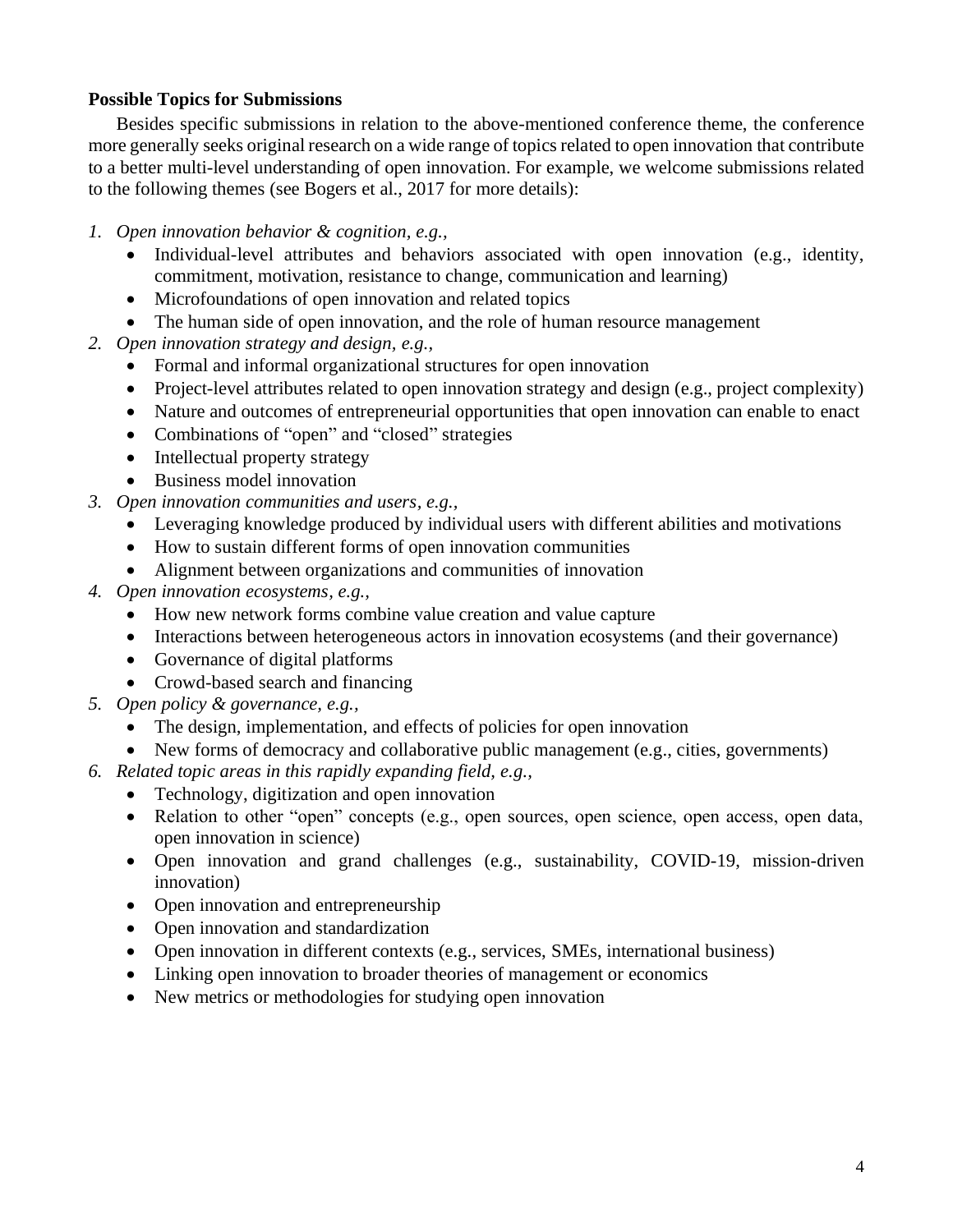**Possible Topics for Submissions**

Besides specific submissions in relation to the above-mentioned conference theme, the conference more generally seeks original research on a wide range of topics related to open innovation that contribute to a better multi-level understanding of open innovation. For example, we welcome submissions related to the following themes (see Bogers et al., 2017 for more details):

1. *Open innovation behavior & cognition, e.g.,*
    - Individual-level attributes and behaviors associated with open innovation (e.g., identity, commitment, motivation, resistance to change, communication and learning)
    - Microfoundations of open innovation and related topics
    - The human side of open innovation, and the role of human resource management
2. *Open innovation strategy and design, e.g.,*
    - Formal and informal organizational structures for open innovation
    - Project-level attributes related to open innovation strategy and design (e.g., project complexity)
    - Nature and outcomes of entrepreneurial opportunities that open innovation can enable to enact
    - Combinations of "open" and "closed" strategies
    - Intellectual property strategy
    - Business model innovation
3. *Open innovation communities and users, e.g.,*
    - Leveraging knowledge produced by individual users with different abilities and motivations
    - How to sustain different forms of open innovation communities
    - Alignment between organizations and communities of innovation
4. *Open innovation ecosystems, e.g.,*
    - How new network forms combine value creation and value capture
    - Interactions between heterogeneous actors in innovation ecosystems (and their governance)
    - Governance of digital platforms
    - Crowd-based search and financing
5. *Open policy & governance, e.g.,*
    - The design, implementation, and effects of policies for open innovation
    - New forms of democracy and collaborative public management (e.g., cities, governments)
6. *Related topic areas in this rapidly expanding field, e.g.,*
    - Technology, digitization and open innovation
    - Relation to other "open" concepts (e.g., open sources, open science, open access, open data, open innovation in science)
    - Open innovation and grand challenges (e.g., sustainability, COVID-19, mission-driven innovation)
    - Open innovation and entrepreneurship
    - Open innovation and standardization
    - Open innovation in different contexts (e.g., services, SMEs, international business)
    - Linking open innovation to broader theories of management or economics
    - New metrics or methodologies for studying open innovation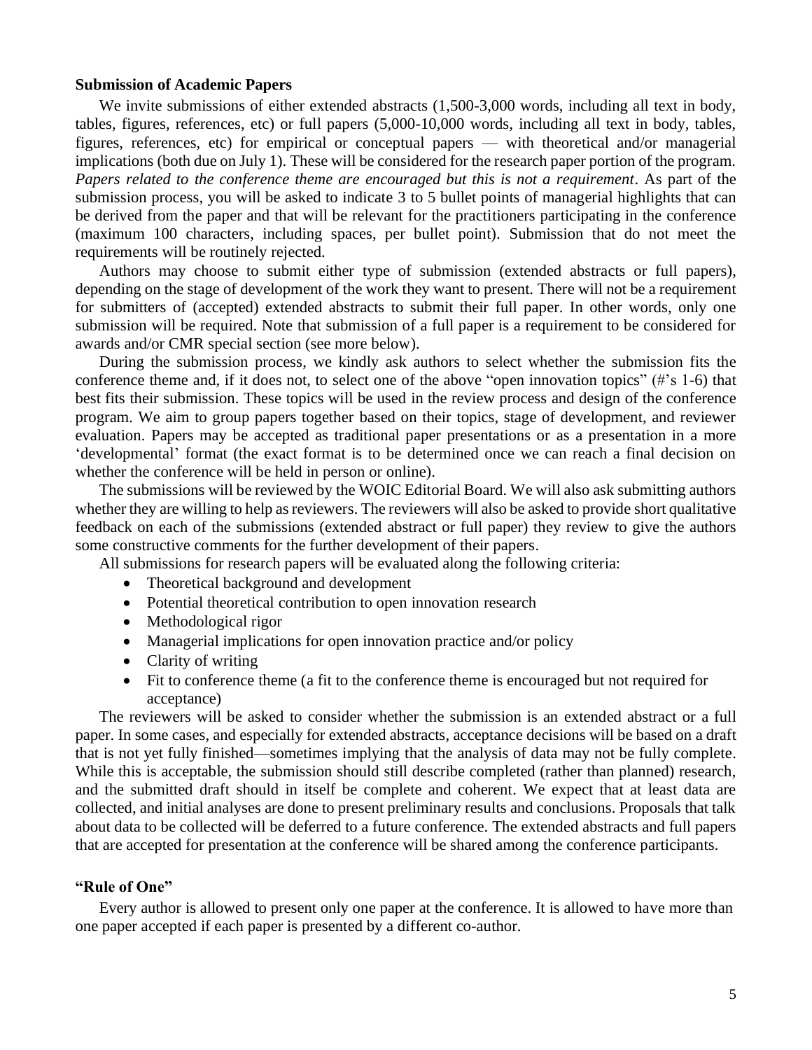**Submission of Academic Papers**

We invite submissions of either extended abstracts (1,500-3,000 words, including all text in body, tables, figures, references, etc) or full papers (5,000-10,000 words, including all text in body, tables, figures, references, etc) for empirical or conceptual papers — with theoretical and/or managerial implications (both due on July 1). These will be considered for the research paper portion of the program. *Papers related to the conference theme are encouraged but this is not a requirement*. As part of the submission process, you will be asked to indicate 3 to 5 bullet points of managerial highlights that can be derived from the paper and that will be relevant for the practitioners participating in the conference (maximum 100 characters, including spaces, per bullet point). Submission that do not meet the requirements will be routinely rejected.

Authors may choose to submit either type of submission (extended abstracts or full papers), depending on the stage of development of the work they want to present. There will not be a requirement for submitters of (accepted) extended abstracts to submit their full paper. In other words, only one submission will be required. Note that submission of a full paper is a requirement to be considered for awards and/or CMR special section (see more below).

During the submission process, we kindly ask authors to select whether the submission fits the conference theme and, if it does not, to select one of the above "open innovation topics" (#'s 1-6) that best fits their submission. These topics will be used in the review process and design of the conference program. We aim to group papers together based on their topics, stage of development, and reviewer evaluation. Papers may be accepted as traditional paper presentations or as a presentation in a more 'developmental' format (the exact format is to be determined once we can reach a final decision on whether the conference will be held in person or online).

The submissions will be reviewed by the WOIC Editorial Board. We will also ask submitting authors whether they are willing to help as reviewers. The reviewers will also be asked to provide short qualitative feedback on each of the submissions (extended abstract or full paper) they review to give the authors some constructive comments for the further development of their papers.

All submissions for research papers will be evaluated along the following criteria:

- Theoretical background and development
- Potential theoretical contribution to open innovation research
- Methodological rigor
- Managerial implications for open innovation practice and/or policy
- Clarity of writing
- Fit to conference theme (a fit to the conference theme is encouraged but not required for acceptance)

The reviewers will be asked to consider whether the submission is an extended abstract or a full paper. In some cases, and especially for extended abstracts, acceptance decisions will be based on a draft that is not yet fully finished—sometimes implying that the analysis of data may not be fully complete. While this is acceptable, the submission should still describe completed (rather than planned) research, and the submitted draft should in itself be complete and coherent. We expect that at least data are collected, and initial analyses are done to present preliminary results and conclusions. Proposals that talk about data to be collected will be deferred to a future conference. The extended abstracts and full papers that are accepted for presentation at the conference will be shared among the conference participants.

**"Rule of One"**

Every author is allowed to present only one paper at the conference. It is allowed to have more than one paper accepted if each paper is presented by a different co-author.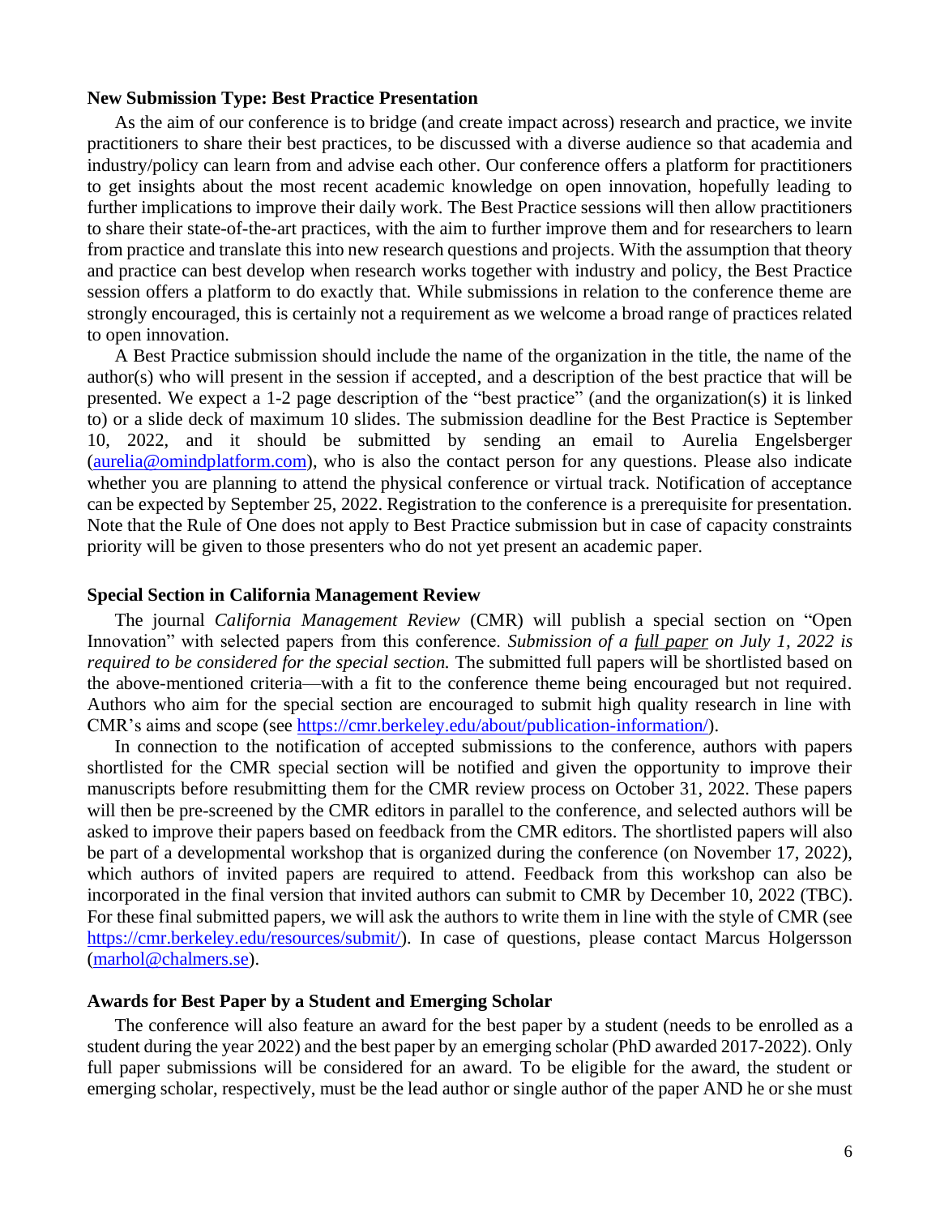**New Submission Type: Best Practice Presentation**

As the aim of our conference is to bridge (and create impact across) research and practice, we invite practitioners to share their best practices, to be discussed with a diverse audience so that academia and industry/policy can learn from and advise each other. Our conference offers a platform for practitioners to get insights about the most recent academic knowledge on open innovation, hopefully leading to further implications to improve their daily work. The Best Practice sessions will then allow practitioners to share their state-of-the-art practices, with the aim to further improve them and for researchers to learn from practice and translate this into new research questions and projects. With the assumption that theory and practice can best develop when research works together with industry and policy, the Best Practice session offers a platform to do exactly that. While submissions in relation to the conference theme are strongly encouraged, this is certainly not a requirement as we welcome a broad range of practices related to open innovation.

A Best Practice submission should include the name of the organization in the title, the name of the author(s) who will present in the session if accepted, and a description of the best practice that will be presented. We expect a 1-2 page description of the "best practice" (and the organization(s) it is linked to) or a slide deck of maximum 10 slides. The submission deadline for the Best Practice is September 10, 2022, and it should be submitted by sending an email to Aurelia Engelsberger (aurelia@omindplatform.com), who is also the contact person for any questions. Please also indicate whether you are planning to attend the physical conference or virtual track. Notification of acceptance can be expected by September 25, 2022. Registration to the conference is a prerequisite for presentation. Note that the Rule of One does not apply to Best Practice submission but in case of capacity constraints priority will be given to those presenters who do not yet present an academic paper.

**Special Section in California Management Review**

The journal *California Management Review* (CMR) will publish a special section on "Open Innovation" with selected papers from this conference. *Submission of a full paper on July 1, 2022 is required to be considered for the special section.* The submitted full papers will be shortlisted based on the above-mentioned criteria—with a fit to the conference theme being encouraged but not required. Authors who aim for the special section are encouraged to submit high quality research in line with CMR's aims and scope (see https://cmr.berkeley.edu/about/publication-information/).

In connection to the notification of accepted submissions to the conference, authors with papers shortlisted for the CMR special section will be notified and given the opportunity to improve their manuscripts before resubmitting them for the CMR review process on October 31, 2022. These papers will then be pre-screened by the CMR editors in parallel to the conference, and selected authors will be asked to improve their papers based on feedback from the CMR editors. The shortlisted papers will also be part of a developmental workshop that is organized during the conference (on November 17, 2022), which authors of invited papers are required to attend. Feedback from this workshop can also be incorporated in the final version that invited authors can submit to CMR by December 10, 2022 (TBC). For these final submitted papers, we will ask the authors to write them in line with the style of CMR (see https://cmr.berkeley.edu/resources/submit/). In case of questions, please contact Marcus Holgersson (marhol@chalmers.se).

**Awards for Best Paper by a Student and Emerging Scholar**

The conference will also feature an award for the best paper by a student (needs to be enrolled as a student during the year 2022) and the best paper by an emerging scholar (PhD awarded 2017-2022). Only full paper submissions will be considered for an award. To be eligible for the award, the student or emerging scholar, respectively, must be the lead author or single author of the paper AND he or she must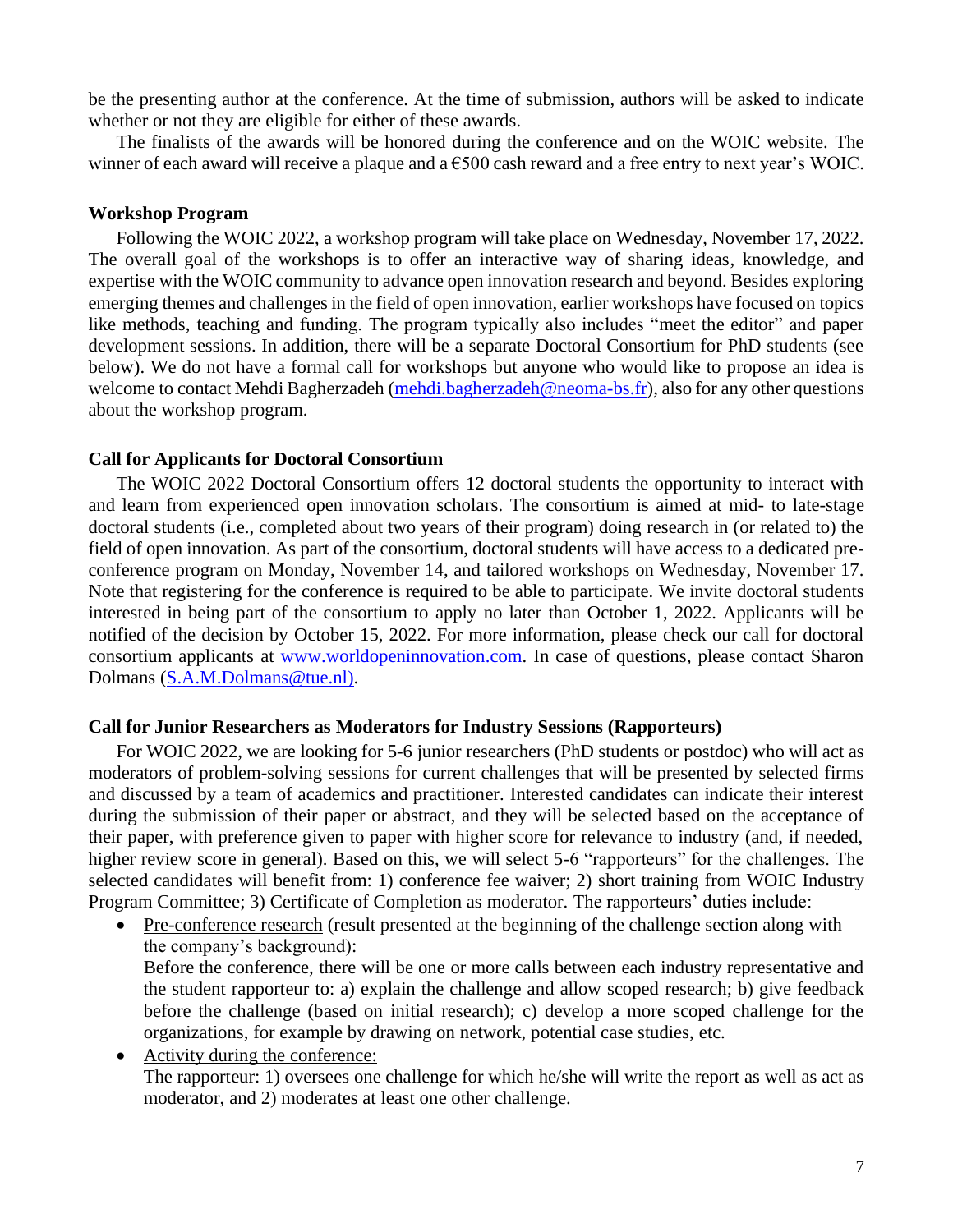be the presenting author at the conference. At the time of submission, authors will be asked to indicate whether or not they are eligible for either of these awards.

The finalists of the awards will be honored during the conference and on the WOIC website. The winner of each award will receive a plaque and a €500 cash reward and a free entry to next year's WOIC.

**Workshop Program**

Following the WOIC 2022, a workshop program will take place on Wednesday, November 17, 2022. The overall goal of the workshops is to offer an interactive way of sharing ideas, knowledge, and expertise with the WOIC community to advance open innovation research and beyond. Besides exploring emerging themes and challenges in the field of open innovation, earlier workshops have focused on topics like methods, teaching and funding. The program typically also includes "meet the editor" and paper development sessions. In addition, there will be a separate Doctoral Consortium for PhD students (see below). We do not have a formal call for workshops but anyone who would like to propose an idea is welcome to contact Mehdi Bagherzadeh (mehdi.bagherzadeh@neoma-bs.fr), also for any other questions about the workshop program.

**Call for Applicants for Doctoral Consortium**

The WOIC 2022 Doctoral Consortium offers 12 doctoral students the opportunity to interact with and learn from experienced open innovation scholars. The consortium is aimed at mid- to late-stage doctoral students (i.e., completed about two years of their program) doing research in (or related to) the field of open innovation. As part of the consortium, doctoral students will have access to a dedicated pre-conference program on Monday, November 14, and tailored workshops on Wednesday, November 17. Note that registering for the conference is required to be able to participate. We invite doctoral students interested in being part of the consortium to apply no later than October 1, 2022. Applicants will be notified of the decision by October 15, 2022. For more information, please check our call for doctoral consortium applicants at www.worldopeninnovation.com. In case of questions, please contact Sharon Dolmans (S.A.M.Dolmans@tue.nl).

**Call for Junior Researchers as Moderators for Industry Sessions (Rapporteurs)**

For WOIC 2022, we are looking for 5-6 junior researchers (PhD students or postdoc) who will act as moderators of problem-solving sessions for current challenges that will be presented by selected firms and discussed by a team of academics and practitioner. Interested candidates can indicate their interest during the submission of their paper or abstract, and they will be selected based on the acceptance of their paper, with preference given to paper with higher score for relevance to industry (and, if needed, higher review score in general). Based on this, we will select 5-6 "rapporteurs" for the challenges. The selected candidates will benefit from: 1) conference fee waiver; 2) short training from WOIC Industry Program Committee; 3) Certificate of Completion as moderator. The rapporteurs' duties include:

- Pre-conference research (result presented at the beginning of the challenge section along with the company's background):
  Before the conference, there will be one or more calls between each industry representative and the student rapporteur to: a) explain the challenge and allow scoped research; b) give feedback before the challenge (based on initial research); c) develop a more scoped challenge for the organizations, for example by drawing on network, potential case studies, etc.
- Activity during the conference:
  The rapporteur: 1) oversees one challenge for which he/she will write the report as well as act as moderator, and 2) moderates at least one other challenge.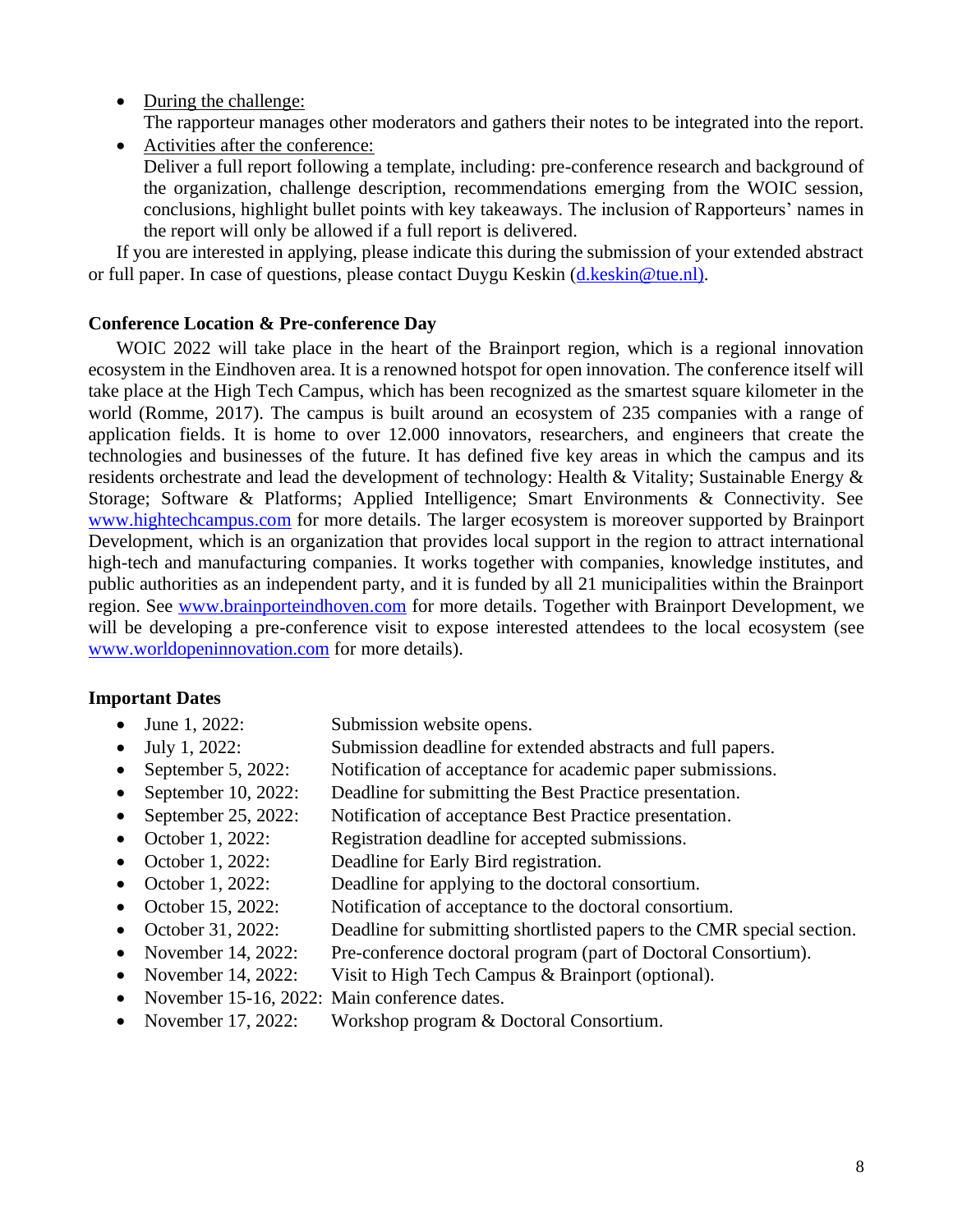- During the challenge:
  The rapporteur manages other moderators and gathers their notes to be integrated into the report.
- Activities after the conference:
  Deliver a full report following a template, including: pre-conference research and background of the organization, challenge description, recommendations emerging from the WOIC session, conclusions, highlight bullet points with key takeaways. The inclusion of Rapporteurs' names in the report will only be allowed if a full report is delivered.

If you are interested in applying, please indicate this during the submission of your extended abstract or full paper. In case of questions, please contact Duygu Keskin (d.keskin@tue.nl).

**Conference Location & Pre-conference Day**

WOIC 2022 will take place in the heart of the Brainport region, which is a regional innovation ecosystem in the Eindhoven area. It is a renowned hotspot for open innovation. The conference itself will take place at the High Tech Campus, which has been recognized as the smartest square kilometer in the world (Romme, 2017). The campus is built around an ecosystem of 235 companies with a range of application fields. It is home to over 12.000 innovators, researchers, and engineers that create the technologies and businesses of the future. It has defined five key areas in which the campus and its residents orchestrate and lead the development of technology: Health & Vitality; Sustainable Energy & Storage; Software & Platforms; Applied Intelligence; Smart Environments & Connectivity. See www.hightechcampus.com for more details. The larger ecosystem is moreover supported by Brainport Development, which is an organization that provides local support in the region to attract international high-tech and manufacturing companies. It works together with companies, knowledge institutes, and public authorities as an independent party, and it is funded by all 21 municipalities within the Brainport region. See www.brainporteindhoven.com for more details. Together with Brainport Development, we will be developing a pre-conference visit to expose interested attendees to the local ecosystem (see www.worldopeninnovation.com for more details).

**Important Dates**

- June 1, 2022: Submission website opens.
- July 1, 2022: Submission deadline for extended abstracts and full papers.
- September 5, 2022: Notification of acceptance for academic paper submissions.
- September 10, 2022: Deadline for submitting the Best Practice presentation.
- September 25, 2022: Notification of acceptance Best Practice presentation.
- October 1, 2022: Registration deadline for accepted submissions.
- October 1, 2022: Deadline for Early Bird registration.
- October 1, 2022: Deadline for applying to the doctoral consortium.
- October 15, 2022: Notification of acceptance to the doctoral consortium.
- October 31, 2022: Deadline for submitting shortlisted papers to the CMR special section.
- November 14, 2022: Pre-conference doctoral program (part of Doctoral Consortium).
- November 14, 2022: Visit to High Tech Campus & Brainport (optional).
- November 15-16, 2022: Main conference dates.
- November 17, 2022: Workshop program & Doctoral Consortium.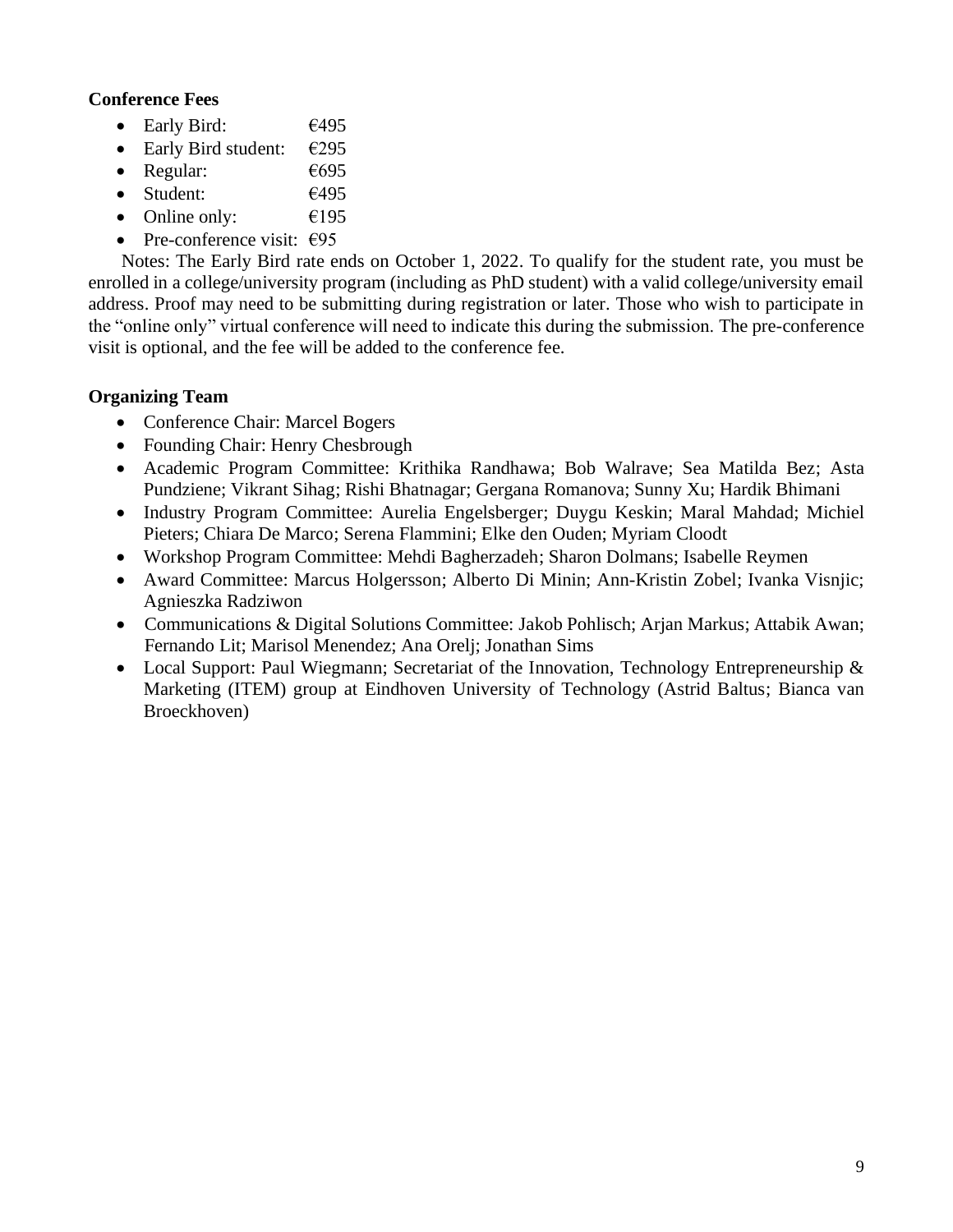**Conference Fees**

- Early Bird: €495
- Early Bird student: €295
- Regular: €695
- Student: €495
- Online only: €195
- Pre-conference visit: €95

Notes: The Early Bird rate ends on October 1, 2022. To qualify for the student rate, you must be enrolled in a college/university program (including as PhD student) with a valid college/university email address. Proof may need to be submitting during registration or later. Those who wish to participate in the "online only" virtual conference will need to indicate this during the submission. The pre-conference visit is optional, and the fee will be added to the conference fee.

**Organizing Team**

- Conference Chair: Marcel Bogers
- Founding Chair: Henry Chesbrough
- Academic Program Committee: Krithika Randhawa; Bob Walrave; Sea Matilda Bez; Asta Pundziene; Vikrant Sihag; Rishi Bhatnagar; Gergana Romanova; Sunny Xu; Hardik Bhimani
- Industry Program Committee: Aurelia Engelsberger; Duygu Keskin; Maral Mahdad; Michiel Pieters; Chiara De Marco; Serena Flammini; Elke den Ouden; Myriam Cloodt
- Workshop Program Committee: Mehdi Bagherzadeh; Sharon Dolmans; Isabelle Reymen
- Award Committee: Marcus Holgersson; Alberto Di Minin; Ann-Kristin Zobel; Ivanka Visnjic; Agnieszka Radziwon
- Communications & Digital Solutions Committee: Jakob Pohlisch; Arjan Markus; Attabik Awan; Fernando Lit; Marisol Menendez; Ana Orelj; Jonathan Sims
- Local Support: Paul Wiegmann; Secretariat of the Innovation, Technology Entrepreneurship & Marketing (ITEM) group at Eindhoven University of Technology (Astrid Baltus; Bianca van Broeckhoven)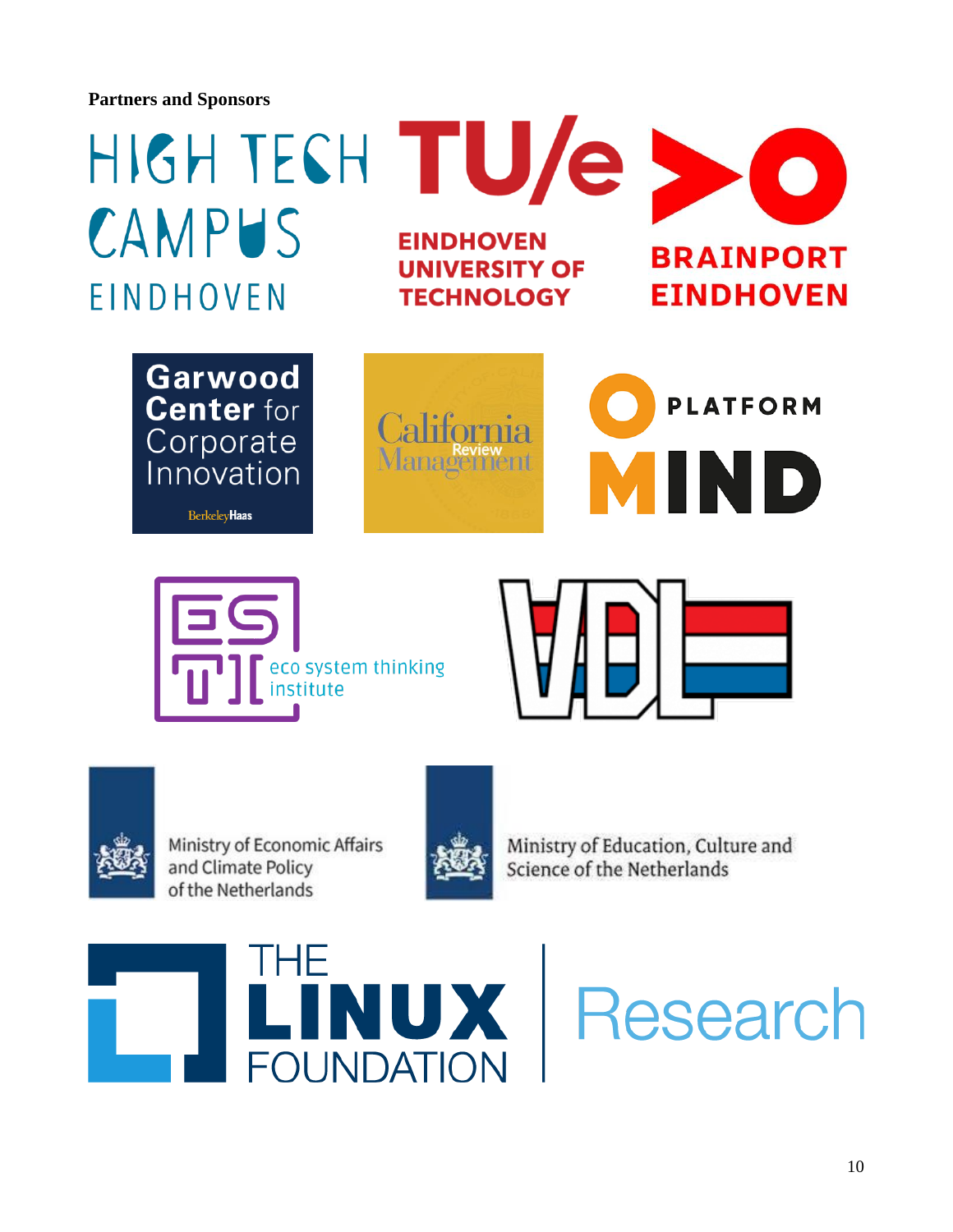**Partners and Sponsors**

HIGH TECH CAMPUS EINDHOVEN

TU/e EINDHOVEN UNIVERSITY OF TECHNOLOGY

BRAINPORT EINDHOVEN

Garwood Center for Corporate Innovation
BerkeleyHaas

California Management Review

PLATFORM MIND

ESTI eco system thinking institute

VDL

Ministry of Economic Affairs and Climate Policy of the Netherlands

Ministry of Education, Culture and Science of the Netherlands

THE LINUX FOUNDATION | Research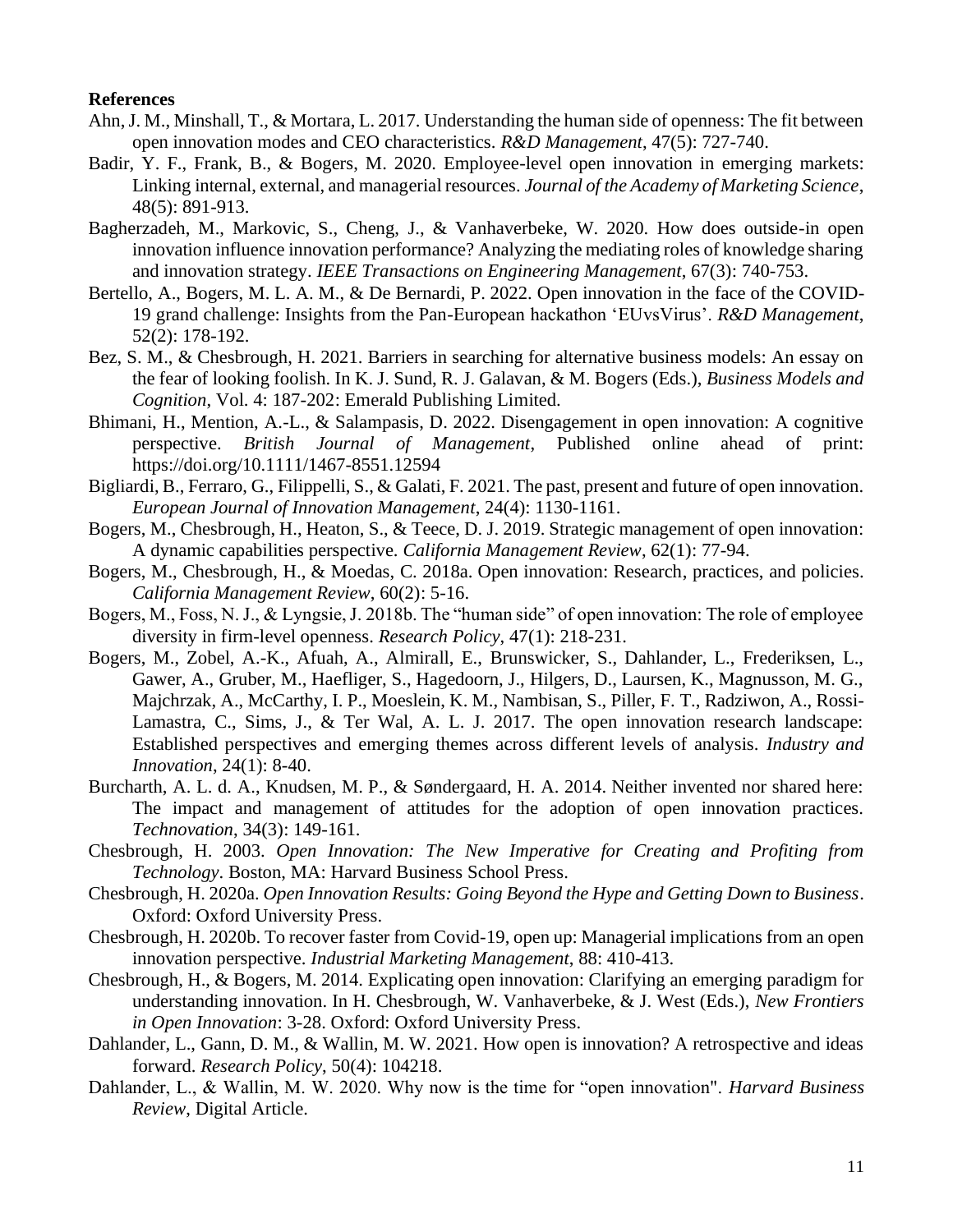**References**

Ahn, J. M., Minshall, T., & Mortara, L. 2017. Understanding the human side of openness: The fit between open innovation modes and CEO characteristics. *R&D Management*, 47(5): 727-740.

Badir, Y. F., Frank, B., & Bogers, M. 2020. Employee-level open innovation in emerging markets: Linking internal, external, and managerial resources. *Journal of the Academy of Marketing Science*, 48(5): 891-913.

Bagherzadeh, M., Markovic, S., Cheng, J., & Vanhaverbeke, W. 2020. How does outside-in open innovation influence innovation performance? Analyzing the mediating roles of knowledge sharing and innovation strategy. *IEEE Transactions on Engineering Management*, 67(3): 740-753.

Bertello, A., Bogers, M. L. A. M., & De Bernardi, P. 2022. Open innovation in the face of the COVID-19 grand challenge: Insights from the Pan-European hackathon 'EUvsVirus'. *R&D Management*, 52(2): 178-192.

Bez, S. M., & Chesbrough, H. 2021. Barriers in searching for alternative business models: An essay on the fear of looking foolish. In K. J. Sund, R. J. Galavan, & M. Bogers (Eds.), *Business Models and Cognition*, Vol. 4: 187-202: Emerald Publishing Limited.

Bhimani, H., Mention, A.-L., & Salampasis, D. 2022. Disengagement in open innovation: A cognitive perspective. *British Journal of Management*, Published online ahead of print: https://doi.org/10.1111/1467-8551.12594

Bigliardi, B., Ferraro, G., Filippelli, S., & Galati, F. 2021. The past, present and future of open innovation. *European Journal of Innovation Management*, 24(4): 1130-1161.

Bogers, M., Chesbrough, H., Heaton, S., & Teece, D. J. 2019. Strategic management of open innovation: A dynamic capabilities perspective. *California Management Review*, 62(1): 77-94.

Bogers, M., Chesbrough, H., & Moedas, C. 2018a. Open innovation: Research, practices, and policies. *California Management Review*, 60(2): 5-16.

Bogers, M., Foss, N. J., & Lyngsie, J. 2018b. The "human side" of open innovation: The role of employee diversity in firm-level openness. *Research Policy*, 47(1): 218-231.

Bogers, M., Zobel, A.-K., Afuah, A., Almirall, E., Brunswicker, S., Dahlander, L., Frederiksen, L., Gawer, A., Gruber, M., Haefliger, S., Hagedoorn, J., Hilgers, D., Laursen, K., Magnusson, M. G., Majchrzak, A., McCarthy, I. P., Moeslein, K. M., Nambisan, S., Piller, F. T., Radziwon, A., Rossi-Lamastra, C., Sims, J., & Ter Wal, A. L. J. 2017. The open innovation research landscape: Established perspectives and emerging themes across different levels of analysis. *Industry and Innovation*, 24(1): 8-40.

Burcharth, A. L. d. A., Knudsen, M. P., & Søndergaard, H. A. 2014. Neither invented nor shared here: The impact and management of attitudes for the adoption of open innovation practices. *Technovation*, 34(3): 149-161.

Chesbrough, H. 2003. *Open Innovation: The New Imperative for Creating and Profiting from Technology*. Boston, MA: Harvard Business School Press.

Chesbrough, H. 2020a. *Open Innovation Results: Going Beyond the Hype and Getting Down to Business*. Oxford: Oxford University Press.

Chesbrough, H. 2020b. To recover faster from Covid-19, open up: Managerial implications from an open innovation perspective. *Industrial Marketing Management*, 88: 410-413.

Chesbrough, H., & Bogers, M. 2014. Explicating open innovation: Clarifying an emerging paradigm for understanding innovation. In H. Chesbrough, W. Vanhaverbeke, & J. West (Eds.), *New Frontiers in Open Innovation*: 3-28. Oxford: Oxford University Press.

Dahlander, L., Gann, D. M., & Wallin, M. W. 2021. How open is innovation? A retrospective and ideas forward. *Research Policy*, 50(4): 104218.

Dahlander, L., & Wallin, M. W. 2020. Why now is the time for "open innovation". *Harvard Business Review*, Digital Article.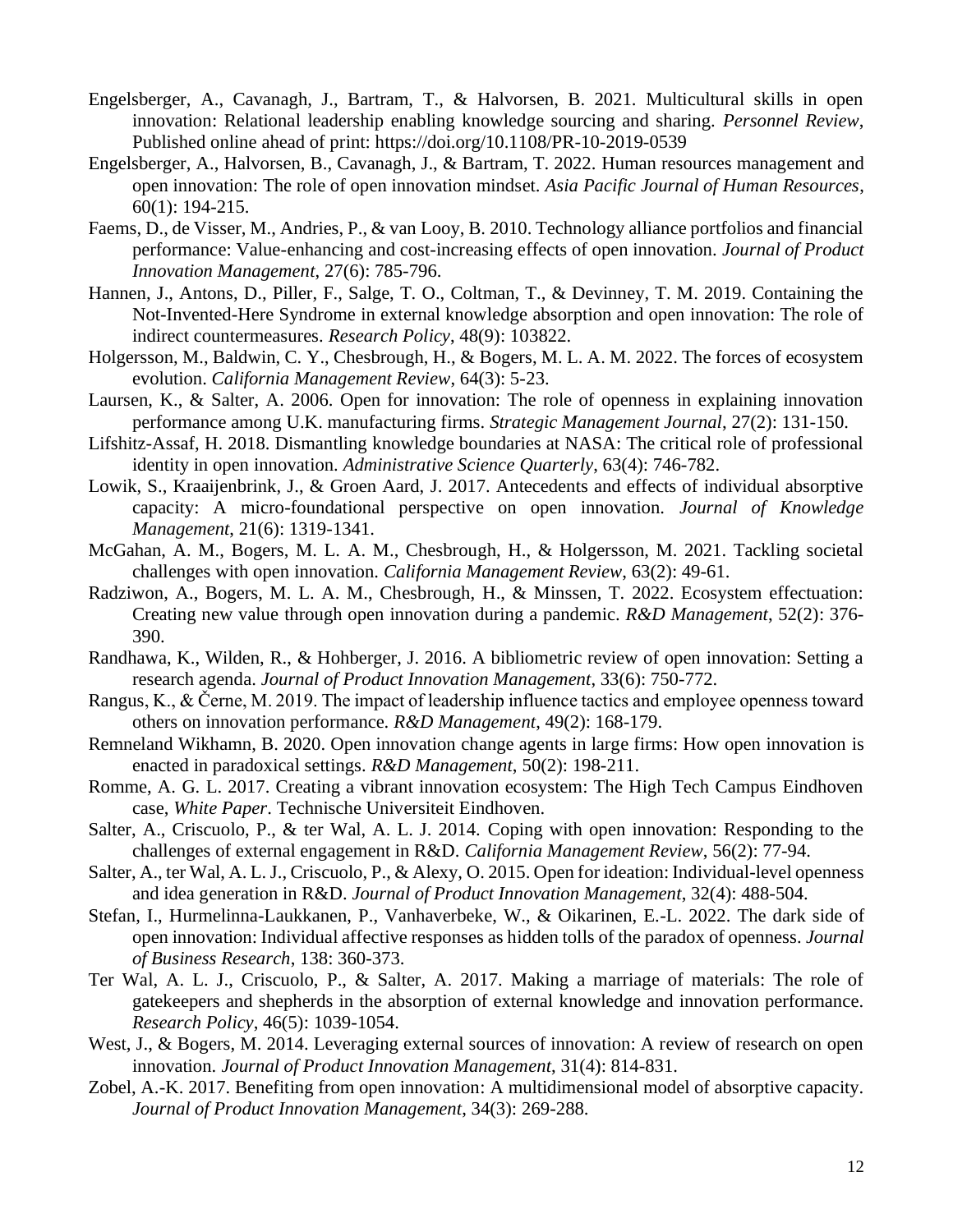Engelsberger, A., Cavanagh, J., Bartram, T., & Halvorsen, B. 2021. Multicultural skills in open innovation: Relational leadership enabling knowledge sourcing and sharing. *Personnel Review*, Published online ahead of print: https://doi.org/10.1108/PR-10-2019-0539

Engelsberger, A., Halvorsen, B., Cavanagh, J., & Bartram, T. 2022. Human resources management and open innovation: The role of open innovation mindset. *Asia Pacific Journal of Human Resources*, 60(1): 194-215.

Faems, D., de Visser, M., Andries, P., & van Looy, B. 2010. Technology alliance portfolios and financial performance: Value-enhancing and cost-increasing effects of open innovation. *Journal of Product Innovation Management*, 27(6): 785-796.

Hannen, J., Antons, D., Piller, F., Salge, T. O., Coltman, T., & Devinney, T. M. 2019. Containing the Not-Invented-Here Syndrome in external knowledge absorption and open innovation: The role of indirect countermeasures. *Research Policy*, 48(9): 103822.

Holgersson, M., Baldwin, C. Y., Chesbrough, H., & Bogers, M. L. A. M. 2022. The forces of ecosystem evolution. *California Management Review*, 64(3): 5-23.

Laursen, K., & Salter, A. 2006. Open for innovation: The role of openness in explaining innovation performance among U.K. manufacturing firms. *Strategic Management Journal*, 27(2): 131-150.

Lifshitz-Assaf, H. 2018. Dismantling knowledge boundaries at NASA: The critical role of professional identity in open innovation. *Administrative Science Quarterly*, 63(4): 746-782.

Lowik, S., Kraaijenbrink, J., & Groen Aard, J. 2017. Antecedents and effects of individual absorptive capacity: A micro-foundational perspective on open innovation. *Journal of Knowledge Management*, 21(6): 1319-1341.

McGahan, A. M., Bogers, M. L. A. M., Chesbrough, H., & Holgersson, M. 2021. Tackling societal challenges with open innovation. *California Management Review*, 63(2): 49-61.

Radziwon, A., Bogers, M. L. A. M., Chesbrough, H., & Minssen, T. 2022. Ecosystem effectuation: Creating new value through open innovation during a pandemic. *R&D Management*, 52(2): 376-390.

Randhawa, K., Wilden, R., & Hohberger, J. 2016. A bibliometric review of open innovation: Setting a research agenda. *Journal of Product Innovation Management*, 33(6): 750-772.

Rangus, K., & Černe, M. 2019. The impact of leadership influence tactics and employee openness toward others on innovation performance. *R&D Management*, 49(2): 168-179.

Remneland Wikhamn, B. 2020. Open innovation change agents in large firms: How open innovation is enacted in paradoxical settings. *R&D Management*, 50(2): 198-211.

Romme, A. G. L. 2017. Creating a vibrant innovation ecosystem: The High Tech Campus Eindhoven case, *White Paper*. Technische Universiteit Eindhoven.

Salter, A., Criscuolo, P., & ter Wal, A. L. J. 2014. Coping with open innovation: Responding to the challenges of external engagement in R&D. *California Management Review*, 56(2): 77-94.

Salter, A., ter Wal, A. L. J., Criscuolo, P., & Alexy, O. 2015. Open for ideation: Individual-level openness and idea generation in R&D. *Journal of Product Innovation Management*, 32(4): 488-504.

Stefan, I., Hurmelinna-Laukkanen, P., Vanhaverbeke, W., & Oikarinen, E.-L. 2022. The dark side of open innovation: Individual affective responses as hidden tolls of the paradox of openness. *Journal of Business Research*, 138: 360-373.

Ter Wal, A. L. J., Criscuolo, P., & Salter, A. 2017. Making a marriage of materials: The role of gatekeepers and shepherds in the absorption of external knowledge and innovation performance. *Research Policy*, 46(5): 1039-1054.

West, J., & Bogers, M. 2014. Leveraging external sources of innovation: A review of research on open innovation. *Journal of Product Innovation Management*, 31(4): 814-831.

Zobel, A.-K. 2017. Benefiting from open innovation: A multidimensional model of absorptive capacity. *Journal of Product Innovation Management*, 34(3): 269-288.